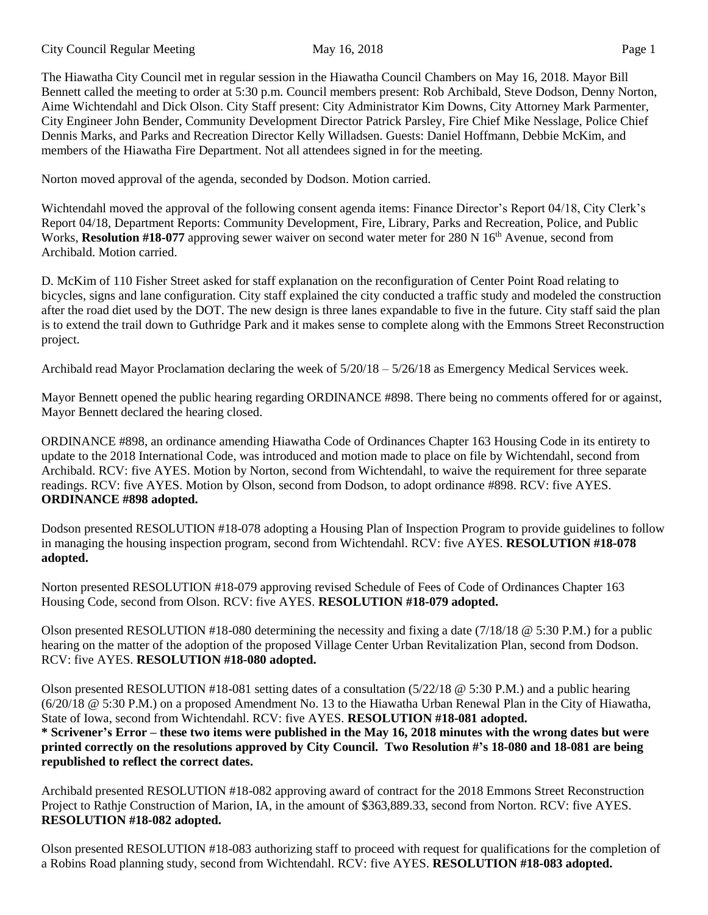The Hiawatha City Council met in regular session in the Hiawatha Council Chambers on May 16, 2018. Mayor Bill Bennett called the meeting to order at 5:30 p.m. Council members present: Rob Archibald, Steve Dodson, Denny Norton, Aime Wichtendahl and Dick Olson. City Staff present: City Administrator Kim Downs, City Attorney Mark Parmenter, City Engineer John Bender, Community Development Director Patrick Parsley, Fire Chief Mike Nesslage, Police Chief Dennis Marks, and Parks and Recreation Director Kelly Willadsen. Guests: Daniel Hoffmann, Debbie McKim, and members of the Hiawatha Fire Department. Not all attendees signed in for the meeting.

Norton moved approval of the agenda, seconded by Dodson. Motion carried.

Wichtendahl moved the approval of the following consent agenda items: Finance Director's Report 04/18, City Clerk's Report 04/18, Department Reports: Community Development, Fire, Library, Parks and Recreation, Police, and Public Works, **Resolution #18-077** approving sewer waiver on second water meter for 280 N 16th Avenue, second from Archibald. Motion carried.

D. McKim of 110 Fisher Street asked for staff explanation on the reconfiguration of Center Point Road relating to bicycles, signs and lane configuration. City staff explained the city conducted a traffic study and modeled the construction after the road diet used by the DOT. The new design is three lanes expandable to five in the future. City staff said the plan is to extend the trail down to Guthridge Park and it makes sense to complete along with the Emmons Street Reconstruction project.

Archibald read Mayor Proclamation declaring the week of 5/20/18 – 5/26/18 as Emergency Medical Services week.

Mayor Bennett opened the public hearing regarding ORDINANCE #898. There being no comments offered for or against, Mayor Bennett declared the hearing closed.

ORDINANCE #898, an ordinance amending Hiawatha Code of Ordinances Chapter 163 Housing Code in its entirety to update to the 2018 International Code, was introduced and motion made to place on file by Wichtendahl, second from Archibald. RCV: five AYES. Motion by Norton, second from Wichtendahl, to waive the requirement for three separate readings. RCV: five AYES. Motion by Olson, second from Dodson, to adopt ordinance #898. RCV: five AYES. **ORDINANCE #898 adopted.**

Dodson presented RESOLUTION #18-078 adopting a Housing Plan of Inspection Program to provide guidelines to follow in managing the housing inspection program, second from Wichtendahl. RCV: five AYES. **RESOLUTION #18-078 adopted.**

Norton presented RESOLUTION #18-079 approving revised Schedule of Fees of Code of Ordinances Chapter 163 Housing Code, second from Olson. RCV: five AYES. **RESOLUTION #18-079 adopted.**

Olson presented RESOLUTION #18-080 determining the necessity and fixing a date (7/18/18 @ 5:30 P.M.) for a public hearing on the matter of the adoption of the proposed Village Center Urban Revitalization Plan, second from Dodson. RCV: five AYES. **RESOLUTION #18-080 adopted.**

Olson presented RESOLUTION #18-081 setting dates of a consultation (5/22/18 @ 5:30 P.M.) and a public hearing (6/20/18 @ 5:30 P.M.) on a proposed Amendment No. 13 to the Hiawatha Urban Renewal Plan in the City of Hiawatha, State of Iowa, second from Wichtendahl. RCV: five AYES. **RESOLUTION #18-081 adopted.**
**\* Scrivener's Error – these two items were published in the May 16, 2018 minutes with the wrong dates but were printed correctly on the resolutions approved by City Council. Two Resolution #'s 18-080 and 18-081 are being republished to reflect the correct dates.**

Archibald presented RESOLUTION #18-082 approving award of contract for the 2018 Emmons Street Reconstruction Project to Rathje Construction of Marion, IA, in the amount of $363,889.33, second from Norton. RCV: five AYES. **RESOLUTION #18-082 adopted.**

Olson presented RESOLUTION #18-083 authorizing staff to proceed with request for qualifications for the completion of a Robins Road planning study, second from Wichtendahl. RCV: five AYES. **RESOLUTION #18-083 adopted.**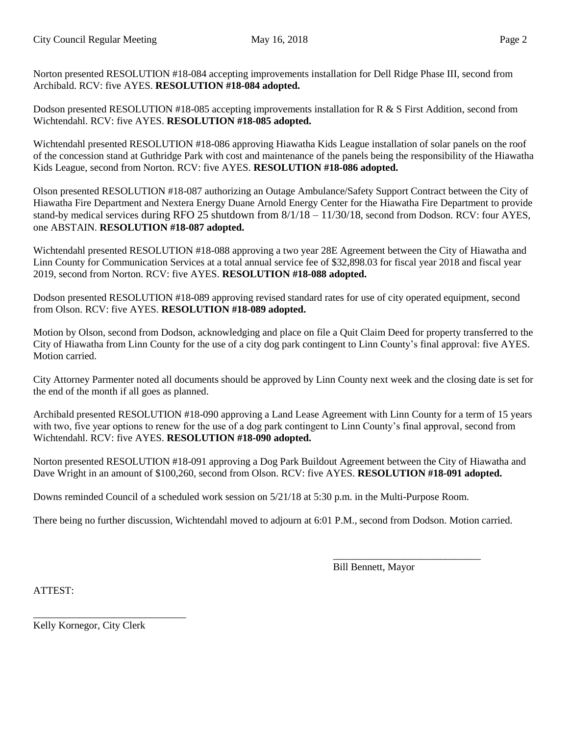Norton presented RESOLUTION #18-084 accepting improvements installation for Dell Ridge Phase III, second from Archibald. RCV: five AYES. **RESOLUTION #18-084 adopted.**

Dodson presented RESOLUTION #18-085 accepting improvements installation for R & S First Addition, second from Wichtendahl. RCV: five AYES. **RESOLUTION #18-085 adopted.**

Wichtendahl presented RESOLUTION #18-086 approving Hiawatha Kids League installation of solar panels on the roof of the concession stand at Guthridge Park with cost and maintenance of the panels being the responsibility of the Hiawatha Kids League, second from Norton. RCV: five AYES. **RESOLUTION #18-086 adopted.**

Olson presented RESOLUTION #18-087 authorizing an Outage Ambulance/Safety Support Contract between the City of Hiawatha Fire Department and Nextera Energy Duane Arnold Energy Center for the Hiawatha Fire Department to provide stand-by medical services during RFO 25 shutdown from 8/1/18 – 11/30/18, second from Dodson. RCV: four AYES, one ABSTAIN. **RESOLUTION #18-087 adopted.**

Wichtendahl presented RESOLUTION #18-088 approving a two year 28E Agreement between the City of Hiawatha and Linn County for Communication Services at a total annual service fee of $32,898.03 for fiscal year 2018 and fiscal year 2019, second from Norton. RCV: five AYES. **RESOLUTION #18-088 adopted.**

Dodson presented RESOLUTION #18-089 approving revised standard rates for use of city operated equipment, second from Olson. RCV: five AYES. **RESOLUTION #18-089 adopted.**

Motion by Olson, second from Dodson, acknowledging and place on file a Quit Claim Deed for property transferred to the City of Hiawatha from Linn County for the use of a city dog park contingent to Linn County's final approval: five AYES. Motion carried.

City Attorney Parmenter noted all documents should be approved by Linn County next week and the closing date is set for the end of the month if all goes as planned.

Archibald presented RESOLUTION #18-090 approving a Land Lease Agreement with Linn County for a term of 15 years with two, five year options to renew for the use of a dog park contingent to Linn County's final approval, second from Wichtendahl. RCV: five AYES. **RESOLUTION #18-090 adopted.**

Norton presented RESOLUTION #18-091 approving a Dog Park Buildout Agreement between the City of Hiawatha and Dave Wright in an amount of $100,260, second from Olson. RCV: five AYES. **RESOLUTION #18-091 adopted.**

Downs reminded Council of a scheduled work session on 5/21/18 at 5:30 p.m. in the Multi-Purpose Room.

There being no further discussion, Wichtendahl moved to adjourn at 6:01 P.M., second from Dodson. Motion carried.

______________________________
Bill Bennett, Mayor

ATTEST:

______________________________
Kelly Kornegor, City Clerk